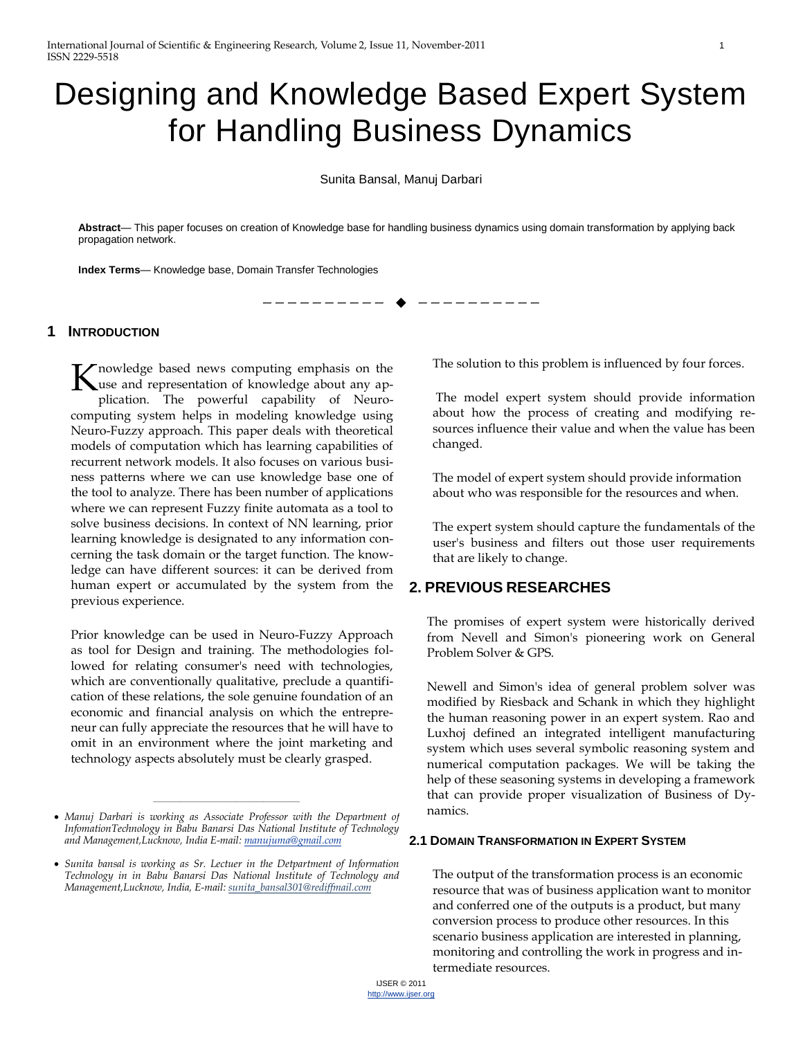# Designing and Knowledge Based Expert System for Handling Business Dynamics

Sunita Bansal, Manuj Darbari

**Abstract**— This paper focuses on creation of Knowledge base for handling business dynamics using domain transformation by applying back propagation network.

**Index Terms**— Knowledge base, Domain Transfer Technologies

---

## 1 INTRODUCTION

Knowledge based news computing emphasis on the use and representation of knowledge about any application. The powerful capability of Neuro-computing system helps in modeling knowledge using Neuro-Fuzzy approach. This paper deals with theoretical models of computation which has learning capabilities of recurrent network models. It also focuses on various business patterns where we can use knowledge base one of the tool to analyze. There has been number of applications where we can represent Fuzzy finite automata as a tool to solve business decisions. In context of NN learning, prior learning knowledge is designated to any information concerning the task domain or the target function. The knowledge can have different sources: it can be derived from human expert or accumulated by the system from the previous experience.

Prior knowledge can be used in Neuro-Fuzzy Approach as tool for Design and training. The methodologies followed for relating consumer's need with technologies, which are conventionally qualitative, preclude a quantification of these relations, the sole genuine foundation of an economic and financial analysis on which the entrepreneur can fully appreciate the resources that he will have to omit in an environment where the joint marketing and technology aspects absolutely must be clearly grasped.

- *Manuj Darbari is working as Associate Professor with the Department of InfomationTechnology in Babu Banarsi Das National Institute of Technology and Management,Lucknow, India E-mail: manujuma@gmail.com*
- *Sunita bansal is working as Sr. Lectuer in the Detpartment of Information Technology in in Babu Banarsi Das National Institute of Technology and Management,Lucknow, India, E-mail: sunita_bansal301@rediffmail.com*

The solution to this problem is influenced by four forces.

The model expert system should provide information about how the process of creating and modifying resources influence their value and when the value has been changed.

The model of expert system should provide information about who was responsible for the resources and when.

The expert system should capture the fundamentals of the user's business and filters out those user requirements that are likely to change.

## 2. PREVIOUS RESEARCHES

The promises of expert system were historically derived from Nevell and Simon's pioneering work on General Problem Solver & GPS.

Newell and Simon's idea of general problem solver was modified by Riesback and Schank in which they highlight the human reasoning power in an expert system. Rao and Luxhoj defined an integrated intelligent manufacturing system which uses several symbolic reasoning system and numerical computation packages. We will be taking the help of these seasoning systems in developing a framework that can provide proper visualization of Business of Dynamics.

### 2.1 DOMAIN TRANSFORMATION IN EXPERT SYSTEM

The output of the transformation process is an economic resource that was of business application want to monitor and conferred one of the outputs is a product, but many conversion process to produce other resources. In this scenario business application are interested in planning, monitoring and controlling the work in progress and intermediate resources.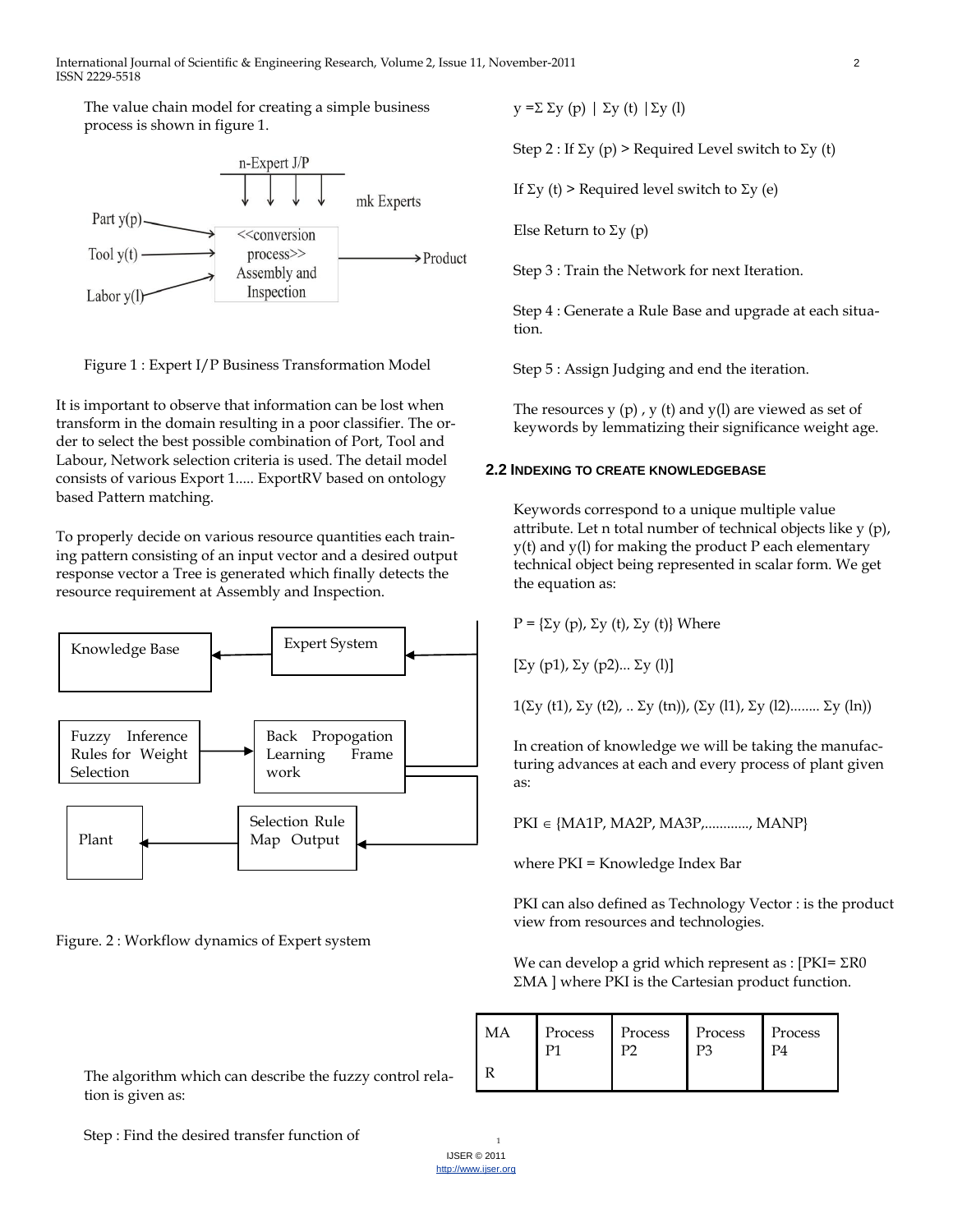The value chain model for creating a simple business process is shown in figure 1.

Figure 1 : Expert I/P Business Transformation Model

It is important to observe that information can be lost when transform in the domain resulting in a poor classifier. The order to select the best possible combination of Port, Tool and Labour, Network selection criteria is used. The detail model consists of various Export 1..... ExportRV based on ontology based Pattern matching.

To properly decide on various resource quantities each training pattern consisting of an input vector and a desired output response vector a Tree is generated which finally detects the resource requirement at Assembly and Inspection.

Figure. 2 : Workflow dynamics of Expert system

The algorithm which can describe the fuzzy control relation is given as:

Step : Find the desired transfer function of

$y = \Sigma\, \Sigma y\ (p) \mid \Sigma y\ (t) \mid \Sigma y\ (l)$

Step 2 : If $\Sigma y\ (p)$ > Required Level switch to $\Sigma y\ (t)$

If $\Sigma y\ (t)$ > Required level switch to $\Sigma y\ (e)$

Else Return to $\Sigma y\ (p)$

Step 3 : Train the Network for next Iteration.

Step 4 : Generate a Rule Base and upgrade at each situation.

Step 5 : Assign Judging and end the iteration.

The resources y (p) , y (t) and y(l) are viewed as set of keywords by lemmatizing their significance weight age.

## 2.2 Indexing to Create Knowledgebase

Keywords correspond to a unique multiple value attribute. Let n total number of technical objects like y (p), y(t) and y(l) for making the product P each elementary technical object being represented in scalar form. We get the equation as:

$P = \{\Sigma y\ (p), \Sigma y\ (t), \Sigma y\ (t)\}$ Where

$[\Sigma y\ (p1), \Sigma y\ (p2) ... \Sigma y\ (l)]$

$1(\Sigma y\ (t1), \Sigma y\ (t2), .. \Sigma y\ (tn)), (\Sigma y\ (l1), \Sigma y\ (l2) ........ \Sigma y\ (ln))$

In creation of knowledge we will be taking the manufacturing advances at each and every process of plant given as:

$PKI \in \{MA1P, MA2P, MA3P, ............, MANP\}$

where PKI = Knowledge Index Bar

PKI can also defined as Technology Vector : is the product view from resources and technologies.

We can develop a grid which represent as : $[PKI = \Sigma R0\ \Sigma MA]$ where PKI is the Cartesian product function.

| MA<br><br>R | Process P1 | Process P2 | Process P3 | Process P4 |
|---|---|---|---|---|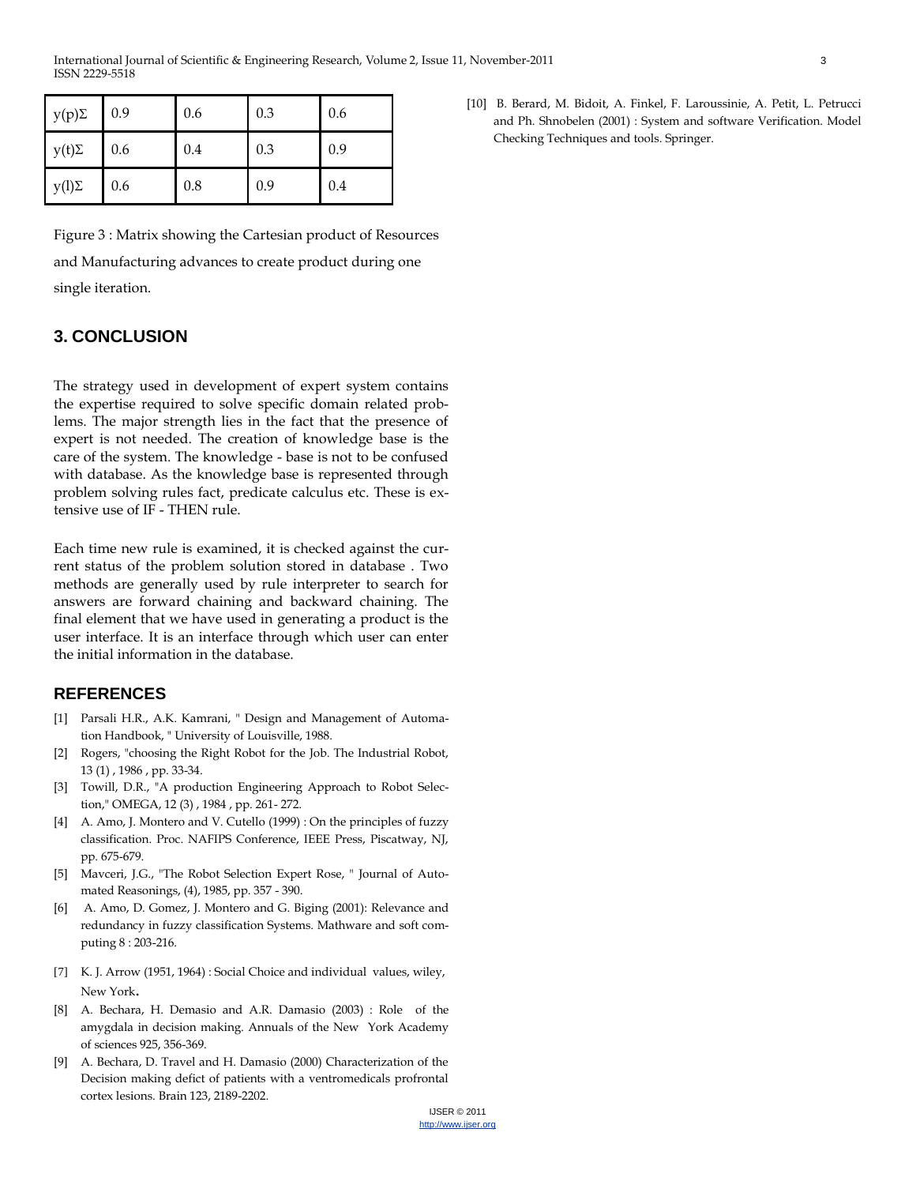| | | | | |
|---|---|---|---|---|
| $y(p)\Sigma$ | 0.9 | 0.6 | 0.3 | 0.6 |
| $y(t)\Sigma$ | 0.6 | 0.4 | 0.3 | 0.9 |
| $y(l)\Sigma$ | 0.6 | 0.8 | 0.9 | 0.4 |

Figure 3 : Matrix showing the Cartesian product of Resources and Manufacturing advances to create product during one single iteration.

## 3. CONCLUSION

The strategy used in development of expert system contains the expertise required to solve specific domain related problems. The major strength lies in the fact that the presence of expert is not needed. The creation of knowledge base is the care of the system. The knowledge - base is not to be confused with database. As the knowledge base is represented through problem solving rules fact, predicate calculus etc. These is extensive use of IF - THEN rule.

Each time new rule is examined, it is checked against the current status of the problem solution stored in database . Two methods are generally used by rule interpreter to search for answers are forward chaining and backward chaining. The final element that we have used in generating a product is the user interface. It is an interface through which user can enter the initial information in the database.

## REFERENCES

[1] Parsali H.R., A.K. Kamrani, " Design and Management of Automation Handbook, " University of Louisville, 1988.

[2] Rogers, "choosing the Right Robot for the Job. The Industrial Robot, 13 (1) , 1986 , pp. 33-34.

[3] Towill, D.R., "A production Engineering Approach to Robot Selection," OMEGA, 12 (3) , 1984 , pp. 261- 272.

[4] A. Amo, J. Montero and V. Cutello (1999) : On the principles of fuzzy classification. Proc. NAFIPS Conference, IEEE Press, Piscatway, NJ, pp. 675-679.

[5] Mavceri, J.G., "The Robot Selection Expert Rose, " Journal of Automated Reasonings, (4), 1985, pp. 357 - 390.

[6] A. Amo, D. Gomez, J. Montero and G. Biging (2001): Relevance and redundancy in fuzzy classification Systems. Mathware and soft computing 8 : 203-216.

[7] K. J. Arrow (1951, 1964) : Social Choice and individual values, wiley, New York.

[8] A. Bechara, H. Demasio and A.R. Damasio (2003) : Role of the amygdala in decision making. Annuals of the New York Academy of sciences 925, 356-369.

[9] A. Bechara, D. Travel and H. Damasio (2000) Characterization of the Decision making defict of patients with a ventromedicals profrontal cortex lesions. Brain 123, 2189-2202.

[10] B. Berard, M. Bidoit, A. Finkel, F. Laroussinie, A. Petit, L. Petrucci and Ph. Shnobelen (2001) : System and software Verification. Model Checking Techniques and tools. Springer.